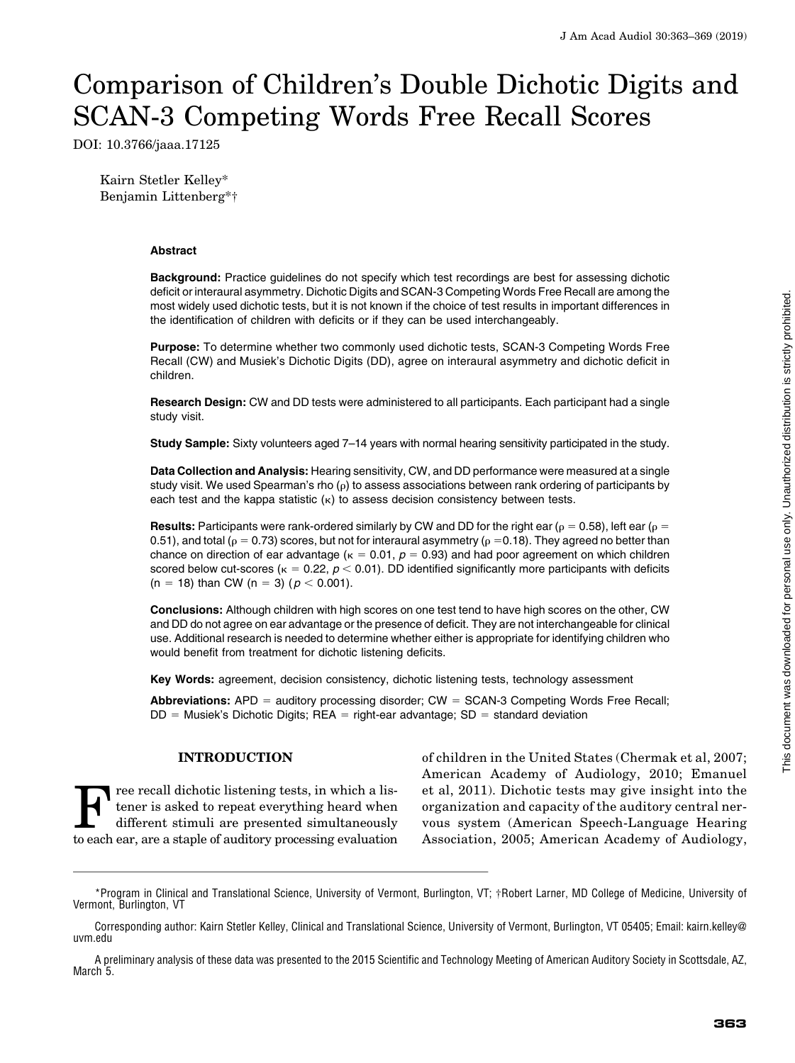# Comparison of Children's Double Dichotic Digits and SCAN-3 Competing Words Free Recall Scores

DOI: 10.3766/jaaa.17125

Kairn Stetler Kelley*
Benjamin Littenberg*†

### Abstract

**Background:** Practice guidelines do not specify which test recordings are best for assessing dichotic deficit or interaural asymmetry. Dichotic Digits and SCAN-3 Competing Words Free Recall are among the most widely used dichotic tests, but it is not known if the choice of test results in important differences in the identification of children with deficits or if they can be used interchangeably.

**Purpose:** To determine whether two commonly used dichotic tests, SCAN-3 Competing Words Free Recall (CW) and Musiek's Dichotic Digits (DD), agree on interaural asymmetry and dichotic deficit in children.

**Research Design:** CW and DD tests were administered to all participants. Each participant had a single study visit.

**Study Sample:** Sixty volunteers aged 7–14 years with normal hearing sensitivity participated in the study.

**Data Collection and Analysis:** Hearing sensitivity, CW, and DD performance were measured at a single study visit. We used Spearman's rho ($\rho$) to assess associations between rank ordering of participants by each test and the kappa statistic ($\kappa$) to assess decision consistency between tests.

**Results:** Participants were rank-ordered similarly by CW and DD for the right ear ($\rho = 0.58$), left ear ($\rho = 0.51$), and total ($\rho = 0.73$) scores, but not for interaural asymmetry ($\rho = 0.18$). They agreed no better than chance on direction of ear advantage ($\kappa = 0.01$, $p = 0.93$) and had poor agreement on which children scored below cut-scores ($\kappa = 0.22$, $p < 0.01$). DD identified significantly more participants with deficits (n = 18) than CW (n = 3) ($p < 0.001$).

**Conclusions:** Although children with high scores on one test tend to have high scores on the other, CW and DD do not agree on ear advantage or the presence of deficit. They are not interchangeable for clinical use. Additional research is needed to determine whether either is appropriate for identifying children who would benefit from treatment for dichotic listening deficits.

**Key Words:** agreement, decision consistency, dichotic listening tests, technology assessment

**Abbreviations:** APD = auditory processing disorder; CW = SCAN-3 Competing Words Free Recall; DD = Musiek's Dichotic Digits; REA = right-ear advantage; SD = standard deviation

## INTRODUCTION

Free recall dichotic listening tests, in which a listener is asked to repeat everything heard when different stimuli are presented simultaneously to each ear, are a staple of auditory processing evaluation of children in the United States (Chermak et al, 2007; American Academy of Audiology, 2010; Emanuel et al, 2011). Dichotic tests may give insight into the organization and capacity of the auditory central nervous system (American Speech-Language Hearing Association, 2005; American Academy of Audiology,

*Program in Clinical and Translational Science, University of Vermont, Burlington, VT; †Robert Larner, MD College of Medicine, University of Vermont, Burlington, VT

Corresponding author: Kairn Stetler Kelley, Clinical and Translational Science, University of Vermont, Burlington, VT 05405; Email: kairn.kelley@uvm.edu

A preliminary analysis of these data was presented to the 2015 Scientific and Technology Meeting of American Auditory Society in Scottsdale, AZ, March 5.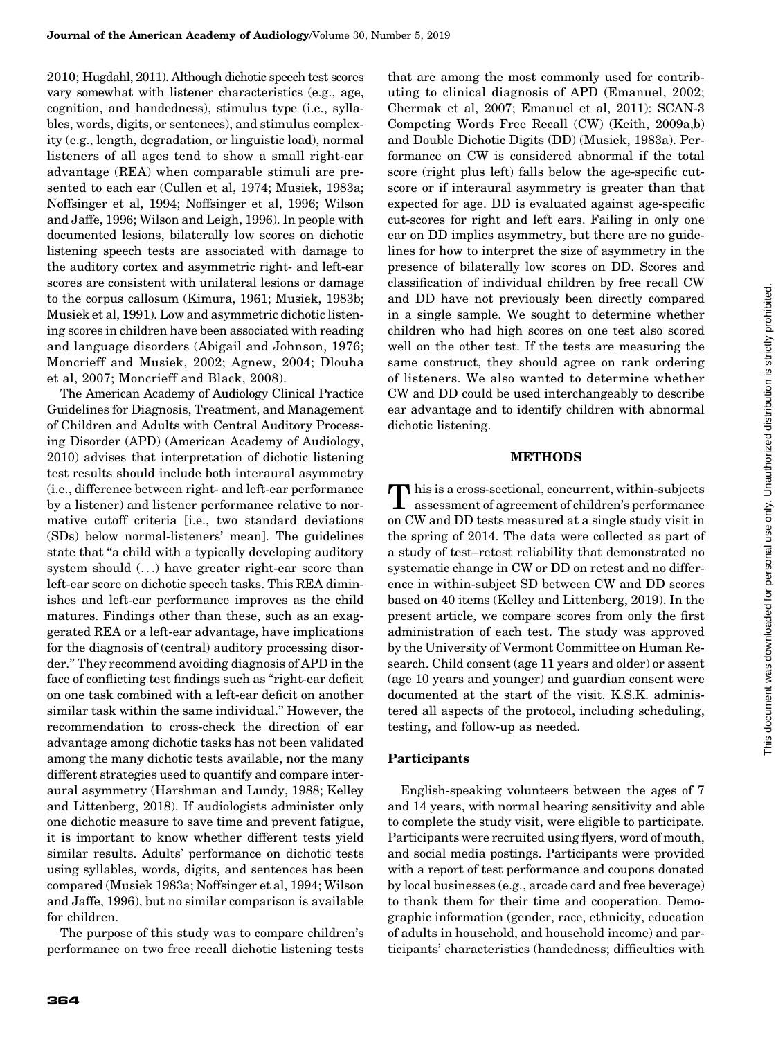2010; Hugdahl, 2011). Although dichotic speech test scores vary somewhat with listener characteristics (e.g., age, cognition, and handedness), stimulus type (i.e., syllables, words, digits, or sentences), and stimulus complexity (e.g., length, degradation, or linguistic load), normal listeners of all ages tend to show a small right-ear advantage (REA) when comparable stimuli are presented to each ear (Cullen et al, 1974; Musiek, 1983a; Noffsinger et al, 1994; Noffsinger et al, 1996; Wilson and Jaffe, 1996; Wilson and Leigh, 1996). In people with documented lesions, bilaterally low scores on dichotic listening speech tests are associated with damage to the auditory cortex and asymmetric right- and left-ear scores are consistent with unilateral lesions or damage to the corpus callosum (Kimura, 1961; Musiek, 1983b; Musiek et al, 1991). Low and asymmetric dichotic listening scores in children have been associated with reading and language disorders (Abigail and Johnson, 1976; Moncrieff and Musiek, 2002; Agnew, 2004; Dlouha et al, 2007; Moncrieff and Black, 2008).

The American Academy of Audiology Clinical Practice Guidelines for Diagnosis, Treatment, and Management of Children and Adults with Central Auditory Processing Disorder (APD) (American Academy of Audiology, 2010) advises that interpretation of dichotic listening test results should include both interaural asymmetry (i.e., difference between right- and left-ear performance by a listener) and listener performance relative to normative cutoff criteria [i.e., two standard deviations (SDs) below normal-listeners' mean]. The guidelines state that "a child with a typically developing auditory system should (...) have greater right-ear score than left-ear score on dichotic speech tasks. This REA diminishes and left-ear performance improves as the child matures. Findings other than these, such as an exaggerated REA or a left-ear advantage, have implications for the diagnosis of (central) auditory processing disorder." They recommend avoiding diagnosis of APD in the face of conflicting test findings such as "right-ear deficit on one task combined with a left-ear deficit on another similar task within the same individual." However, the recommendation to cross-check the direction of ear advantage among dichotic tasks has not been validated among the many dichotic tests available, nor the many different strategies used to quantify and compare interaural asymmetry (Harshman and Lundy, 1988; Kelley and Littenberg, 2018). If audiologists administer only one dichotic measure to save time and prevent fatigue, it is important to know whether different tests yield similar results. Adults' performance on dichotic tests using syllables, words, digits, and sentences has been compared (Musiek 1983a; Noffsinger et al, 1994; Wilson and Jaffe, 1996), but no similar comparison is available for children.

The purpose of this study was to compare children's performance on two free recall dichotic listening tests that are among the most commonly used for contributing to clinical diagnosis of APD (Emanuel, 2002; Chermak et al, 2007; Emanuel et al, 2011): SCAN-3 Competing Words Free Recall (CW) (Keith, 2009a,b) and Double Dichotic Digits (DD) (Musiek, 1983a). Performance on CW is considered abnormal if the total score (right plus left) falls below the age-specific cut-score or if interaural asymmetry is greater than that expected for age. DD is evaluated against age-specific cut-scores for right and left ears. Failing in only one ear on DD implies asymmetry, but there are no guidelines for how to interpret the size of asymmetry in the presence of bilaterally low scores on DD. Scores and classification of individual children by free recall CW and DD have not previously been directly compared in a single sample. We sought to determine whether children who had high scores on one test also scored well on the other test. If the tests are measuring the same construct, they should agree on rank ordering of listeners. We also wanted to determine whether CW and DD could be used interchangeably to describe ear advantage and to identify children with abnormal dichotic listening.

## METHODS

This is a cross-sectional, concurrent, within-subjects assessment of agreement of children's performance on CW and DD tests measured at a single study visit in the spring of 2014. The data were collected as part of a study of test–retest reliability that demonstrated no systematic change in CW or DD on retest and no difference in within-subject SD between CW and DD scores based on 40 items (Kelley and Littenberg, 2019). In the present article, we compare scores from only the first administration of each test. The study was approved by the University of Vermont Committee on Human Research. Child consent (age 11 years and older) or assent (age 10 years and younger) and guardian consent were documented at the start of the visit. K.S.K. administered all aspects of the protocol, including scheduling, testing, and follow-up as needed.

### Participants

English-speaking volunteers between the ages of 7 and 14 years, with normal hearing sensitivity and able to complete the study visit, were eligible to participate. Participants were recruited using flyers, word of mouth, and social media postings. Participants were provided with a report of test performance and coupons donated by local businesses (e.g., arcade card and free beverage) to thank them for their time and cooperation. Demographic information (gender, race, ethnicity, education of adults in household, and household income) and participants' characteristics (handedness; difficulties with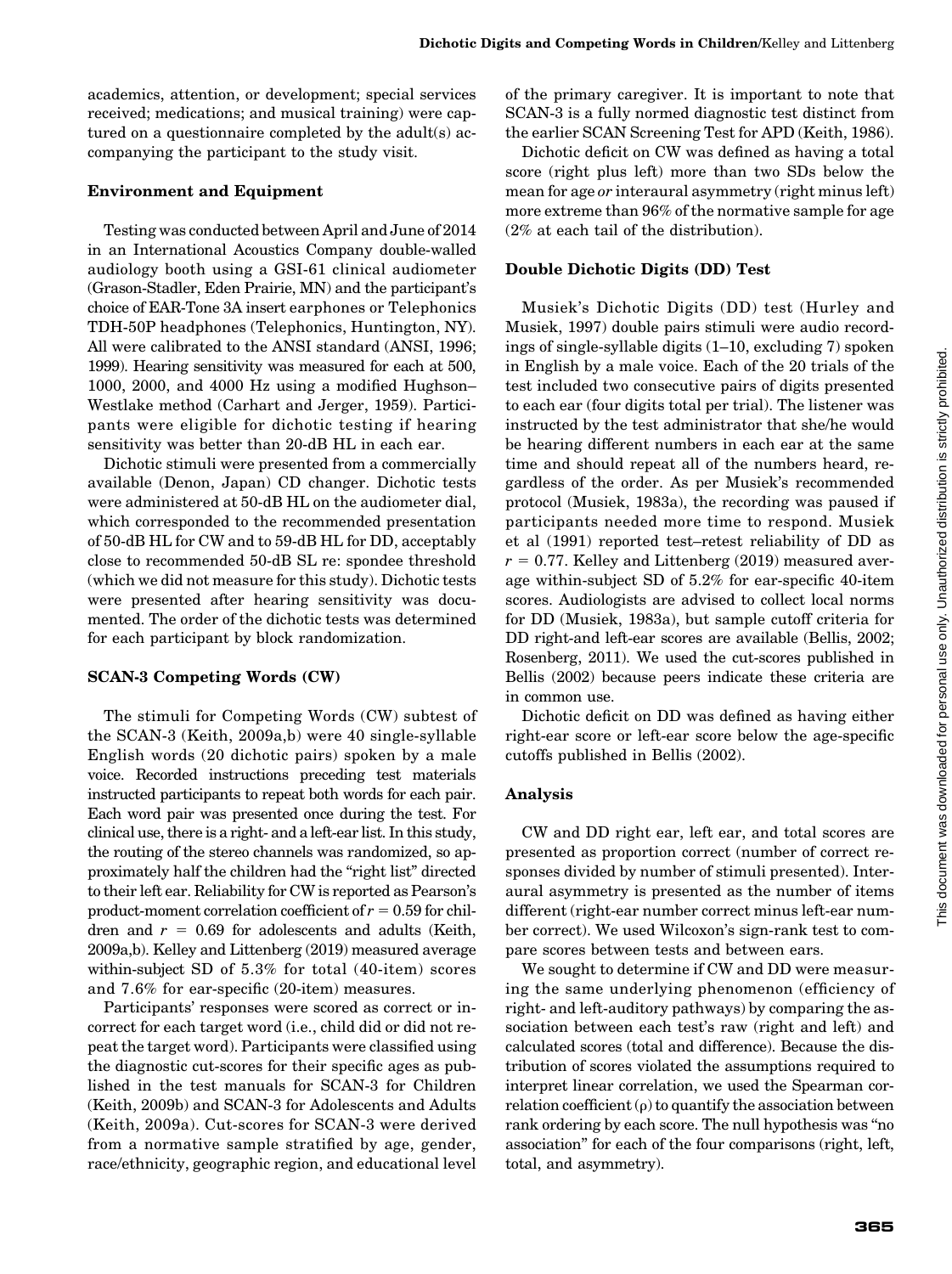academics, attention, or development; special services received; medications; and musical training) were captured on a questionnaire completed by the adult(s) accompanying the participant to the study visit.

### Environment and Equipment

Testing was conducted between April and June of 2014 in an International Acoustics Company double-walled audiology booth using a GSI-61 clinical audiometer (Grason-Stadler, Eden Prairie, MN) and the participant's choice of EAR-Tone 3A insert earphones or Telephonics TDH-50P headphones (Telephonics, Huntington, NY). All were calibrated to the ANSI standard (ANSI, 1996; 1999). Hearing sensitivity was measured for each at 500, 1000, 2000, and 4000 Hz using a modified Hughson–Westlake method (Carhart and Jerger, 1959). Participants were eligible for dichotic testing if hearing sensitivity was better than 20-dB HL in each ear.

Dichotic stimuli were presented from a commercially available (Denon, Japan) CD changer. Dichotic tests were administered at 50-dB HL on the audiometer dial, which corresponded to the recommended presentation of 50-dB HL for CW and to 59-dB HL for DD, acceptably close to recommended 50-dB SL re: spondee threshold (which we did not measure for this study). Dichotic tests were presented after hearing sensitivity was documented. The order of the dichotic tests was determined for each participant by block randomization.

### SCAN-3 Competing Words (CW)

The stimuli for Competing Words (CW) subtest of the SCAN-3 (Keith, 2009a,b) were 40 single-syllable English words (20 dichotic pairs) spoken by a male voice. Recorded instructions preceding test materials instructed participants to repeat both words for each pair. Each word pair was presented once during the test. For clinical use, there is a right- and a left-ear list. In this study, the routing of the stereo channels was randomized, so approximately half the children had the "right list" directed to their left ear. Reliability for CW is reported as Pearson's product-moment correlation coefficient of $r = 0.59$ for children and $r = 0.69$ for adolescents and adults (Keith, 2009a,b). Kelley and Littenberg (2019) measured average within-subject SD of 5.3% for total (40-item) scores and 7.6% for ear-specific (20-item) measures.

Participants' responses were scored as correct or incorrect for each target word (i.e., child did or did not repeat the target word). Participants were classified using the diagnostic cut-scores for their specific ages as published in the test manuals for SCAN-3 for Children (Keith, 2009b) and SCAN-3 for Adolescents and Adults (Keith, 2009a). Cut-scores for SCAN-3 were derived from a normative sample stratified by age, gender, race/ethnicity, geographic region, and educational level of the primary caregiver. It is important to note that SCAN-3 is a fully normed diagnostic test distinct from the earlier SCAN Screening Test for APD (Keith, 1986).

Dichotic deficit on CW was defined as having a total score (right plus left) more than two SDs below the mean for age *or* interaural asymmetry (right minus left) more extreme than 96% of the normative sample for age (2% at each tail of the distribution).

### Double Dichotic Digits (DD) Test

Musiek's Dichotic Digits (DD) test (Hurley and Musiek, 1997) double pairs stimuli were audio recordings of single-syllable digits (1–10, excluding 7) spoken in English by a male voice. Each of the 20 trials of the test included two consecutive pairs of digits presented to each ear (four digits total per trial). The listener was instructed by the test administrator that she/he would be hearing different numbers in each ear at the same time and should repeat all of the numbers heard, regardless of the order. As per Musiek's recommended protocol (Musiek, 1983a), the recording was paused if participants needed more time to respond. Musiek et al (1991) reported test–retest reliability of DD as $r = 0.77$. Kelley and Littenberg (2019) measured average within-subject SD of 5.2% for ear-specific 40-item scores. Audiologists are advised to collect local norms for DD (Musiek, 1983a), but sample cutoff criteria for DD right-and left-ear scores are available (Bellis, 2002; Rosenberg, 2011). We used the cut-scores published in Bellis (2002) because peers indicate these criteria are in common use.

Dichotic deficit on DD was defined as having either right-ear score or left-ear score below the age-specific cutoffs published in Bellis (2002).

### Analysis

CW and DD right ear, left ear, and total scores are presented as proportion correct (number of correct responses divided by number of stimuli presented). Interaural asymmetry is presented as the number of items different (right-ear number correct minus left-ear number correct). We used Wilcoxon's sign-rank test to compare scores between tests and between ears.

We sought to determine if CW and DD were measuring the same underlying phenomenon (efficiency of right- and left-auditory pathways) by comparing the association between each test's raw (right and left) and calculated scores (total and difference). Because the distribution of scores violated the assumptions required to interpret linear correlation, we used the Spearman correlation coefficient ($\rho$) to quantify the association between rank ordering by each score. The null hypothesis was "no association" for each of the four comparisons (right, left, total, and asymmetry).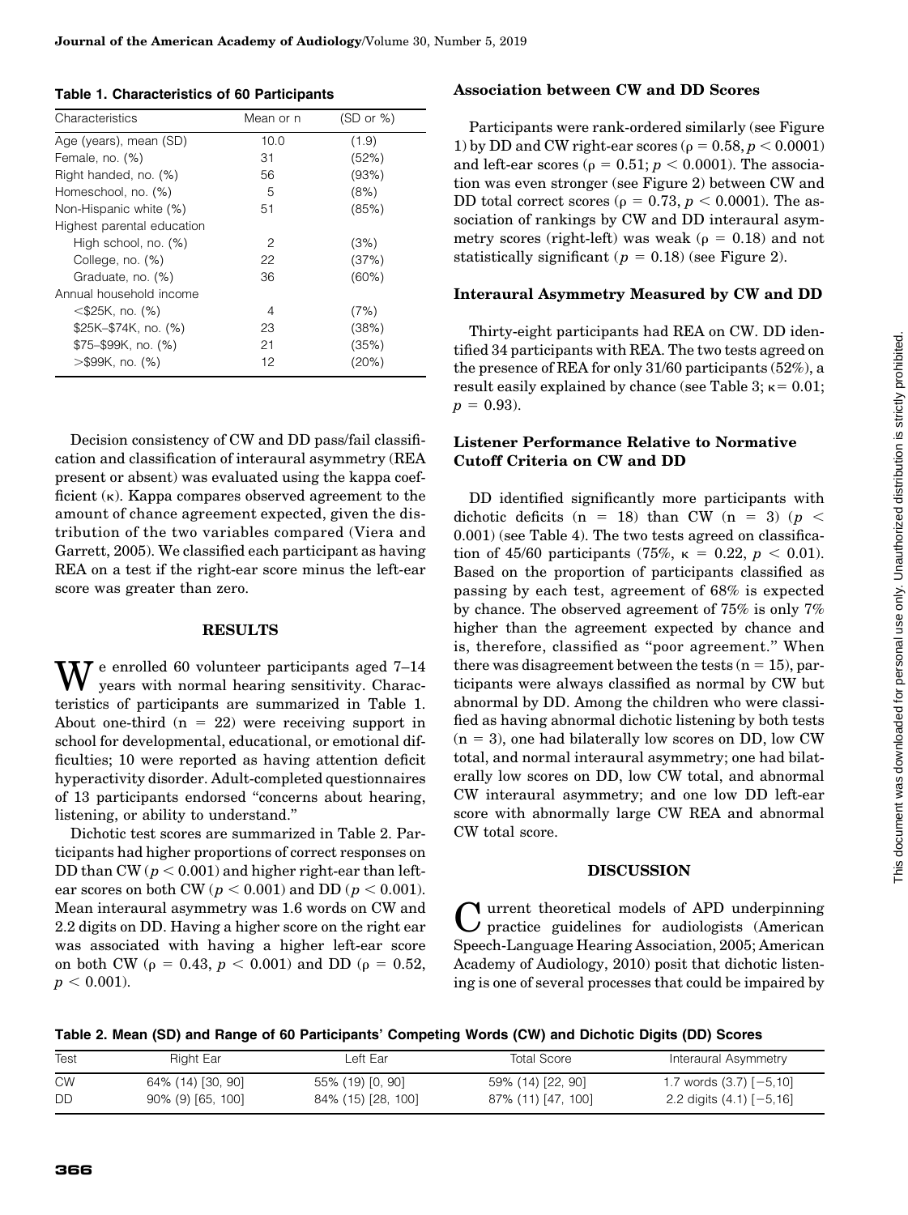**Table 1. Characteristics of 60 Participants**

| Characteristics | Mean or n | (SD or %) |
|---|---|---|
| Age (years), mean (SD) | 10.0 | (1.9) |
| Female, no. (%) | 31 | (52%) |
| Right handed, no. (%) | 56 | (93%) |
| Homeschool, no. (%) | 5 | (8%) |
| Non-Hispanic white (%) | 51 | (85%) |
| Highest parental education | | |
| High school, no. (%) | 2 | (3%) |
| College, no. (%) | 22 | (37%) |
| Graduate, no. (%) | 36 | (60%) |
| Annual household income | | |
| <$25K, no. (%) | 4 | (7%) |
| $25K–$74K, no. (%) | 23 | (38%) |
| $75–$99K, no. (%) | 21 | (35%) |
| >$99K, no. (%) | 12 | (20%) |

Decision consistency of CW and DD pass/fail classification and classification of interaural asymmetry (REA present or absent) was evaluated using the kappa coefficient (κ). Kappa compares observed agreement to the amount of chance agreement expected, given the distribution of the two variables compared (Viera and Garrett, 2005). We classified each participant as having REA on a test if the right-ear score minus the left-ear score was greater than zero.

## RESULTS

We enrolled 60 volunteer participants aged 7–14 years with normal hearing sensitivity. Characteristics of participants are summarized in Table 1. About one-third (n = 22) were receiving support in school for developmental, educational, or emotional difficulties; 10 were reported as having attention deficit hyperactivity disorder. Adult-completed questionnaires of 13 participants endorsed "concerns about hearing, listening, or ability to understand."

Dichotic test scores are summarized in Table 2. Participants had higher proportions of correct responses on DD than CW ($p < 0.001$) and higher right-ear than left-ear scores on both CW ($p < 0.001$) and DD ($p < 0.001$). Mean interaural asymmetry was 1.6 words on CW and 2.2 digits on DD. Having a higher score on the right ear was associated with having a higher left-ear score on both CW ($\rho = 0.43$, $p < 0.001$) and DD ($\rho = 0.52$, $p < 0.001$).

### Association between CW and DD Scores

Participants were rank-ordered similarly (see Figure 1) by DD and CW right-ear scores ($\rho = 0.58$, $p < 0.0001$) and left-ear scores ($\rho = 0.51$; $p < 0.0001$). The association was even stronger (see Figure 2) between CW and DD total correct scores ($\rho = 0.73$, $p < 0.0001$). The association of rankings by CW and DD interaural asymmetry scores (right-left) was weak ($\rho = 0.18$) and not statistically significant ($p = 0.18$) (see Figure 2).

### Interaural Asymmetry Measured by CW and DD

Thirty-eight participants had REA on CW. DD identified 34 participants with REA. The two tests agreed on the presence of REA for only 31/60 participants (52%), a result easily explained by chance (see Table 3; $\kappa = 0.01$; $p = 0.93$).

### Listener Performance Relative to Normative Cutoff Criteria on CW and DD

DD identified significantly more participants with dichotic deficits (n = 18) than CW (n = 3) ($p < 0.001$) (see Table 4). The two tests agreed on classification of 45/60 participants (75%, $\kappa = 0.22$, $p < 0.01$). Based on the proportion of participants classified as passing by each test, agreement of 68% is expected by chance. The observed agreement of 75% is only 7% higher than the agreement expected by chance and is, therefore, classified as "poor agreement." When there was disagreement between the tests (n = 15), participants were always classified as normal by CW but abnormal by DD. Among the children who were classified as having abnormal dichotic listening by both tests (n = 3), one had bilaterally low scores on DD, low CW total, and normal interaural asymmetry; one had bilaterally low scores on DD, low CW total, and abnormal CW interaural asymmetry; and one low DD left-ear score with abnormally large CW REA and abnormal CW total score.

## DISCUSSION

Current theoretical models of APD underpinning practice guidelines for audiologists (American Speech-Language Hearing Association, 2005; American Academy of Audiology, 2010) posit that dichotic listening is one of several processes that could be impaired by

**Table 2. Mean (SD) and Range of 60 Participants' Competing Words (CW) and Dichotic Digits (DD) Scores**

| Test | Right Ear | Left Ear | Total Score | Interaural Asymmetry |
|---|---|---|---|---|
| CW | 64% (14) [30, 90] | 55% (19) [0, 90] | 59% (14) [22, 90] | 1.7 words (3.7) [−5,10] |
| DD | 90% (9) [65, 100] | 84% (15) [28, 100] | 87% (11) [47, 100] | 2.2 digits (4.1) [−5,16] |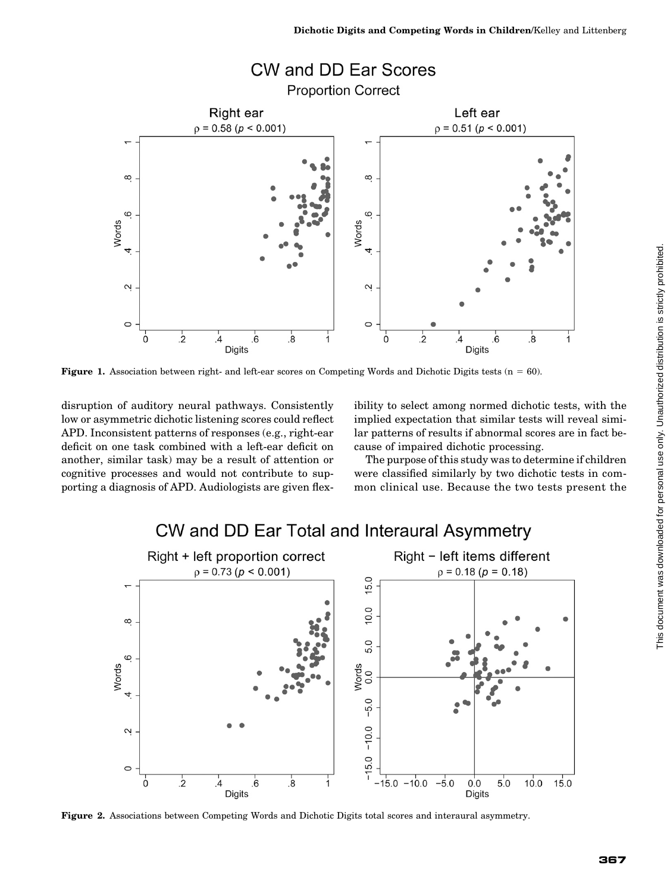**Figure 1.** Association between right- and left-ear scores on Competing Words and Dichotic Digits tests (n = 60).

disruption of auditory neural pathways. Consistently low or asymmetric dichotic listening scores could reflect APD. Inconsistent patterns of responses (e.g., right-ear deficit on one task combined with a left-ear deficit on another, similar task) may be a result of attention or cognitive processes and would not contribute to supporting a diagnosis of APD. Audiologists are given flexibility to select among normed dichotic tests, with the implied expectation that similar tests will reveal similar patterns of results if abnormal scores are in fact because of impaired dichotic processing.

The purpose of this study was to determine if children were classified similarly by two dichotic tests in common clinical use. Because the two tests present the

**Figure 2.** Associations between Competing Words and Dichotic Digits total scores and interaural asymmetry.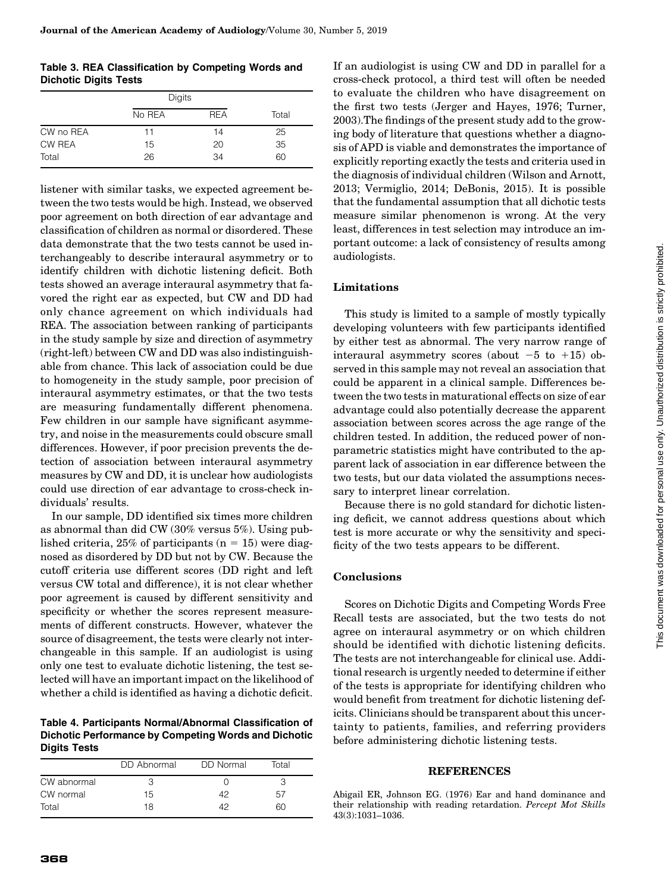**Table 3. REA Classification by Competing Words and Dichotic Digits Tests**

| | Digits | | |
|---|---|---|---|
| | No REA | REA | Total |
| CW no REA | 11 | 14 | 25 |
| CW REA | 15 | 20 | 35 |
| Total | 26 | 34 | 60 |

listener with similar tasks, we expected agreement between the two tests would be high. Instead, we observed poor agreement on both direction of ear advantage and classification of children as normal or disordered. These data demonstrate that the two tests cannot be used interchangeably to describe interaural asymmetry or to identify children with dichotic listening deficit. Both tests showed an average interaural asymmetry that favored the right ear as expected, but CW and DD had only chance agreement on which individuals had REA. The association between ranking of participants in the study sample by size and direction of asymmetry (right-left) between CW and DD was also indistinguishable from chance. This lack of association could be due to homogeneity in the study sample, poor precision of interaural asymmetry estimates, or that the two tests are measuring fundamentally different phenomena. Few children in our sample have significant asymmetry, and noise in the measurements could obscure small differences. However, if poor precision prevents the detection of association between interaural asymmetry measures by CW and DD, it is unclear how audiologists could use direction of ear advantage to cross-check individuals' results.

In our sample, DD identified six times more children as abnormal than did CW (30% versus 5%). Using published criteria, 25% of participants ($n = 15$) were diagnosed as disordered by DD but not by CW. Because the cutoff criteria use different scores (DD right and left versus CW total and difference), it is not clear whether poor agreement is caused by different sensitivity and specificity or whether the scores represent measurements of different constructs. However, whatever the source of disagreement, the tests were clearly not interchangeable in this sample. If an audiologist is using only one test to evaluate dichotic listening, the test selected will have an important impact on the likelihood of whether a child is identified as having a dichotic deficit.

**Table 4. Participants Normal/Abnormal Classification of Dichotic Performance by Competing Words and Dichotic Digits Tests**

| | DD Abnormal | DD Normal | Total |
|---|---|---|---|
| CW abnormal | 3 | 0 | 3 |
| CW normal | 15 | 42 | 57 |
| Total | 18 | 42 | 60 |

If an audiologist is using CW and DD in parallel for a cross-check protocol, a third test will often be needed to evaluate the children who have disagreement on the first two tests (Jerger and Hayes, 1976; Turner, 2003). The findings of the present study add to the growing body of literature that questions whether a diagnosis of APD is viable and demonstrates the importance of explicitly reporting exactly the tests and criteria used in the diagnosis of individual children (Wilson and Arnott, 2013; Vermiglio, 2014; DeBonis, 2015). It is possible that the fundamental assumption that all dichotic tests measure similar phenomenon is wrong. At the very least, differences in test selection may introduce an important outcome: a lack of consistency of results among audiologists.

## Limitations

This study is limited to a sample of mostly typically developing volunteers with few participants identified by either test as abnormal. The very narrow range of interaural asymmetry scores (about $-5$ to $+15$) observed in this sample may not reveal an association that could be apparent in a clinical sample. Differences between the two tests in maturational effects on size of ear advantage could also potentially decrease the apparent association between scores across the age range of the children tested. In addition, the reduced power of nonparametric statistics might have contributed to the apparent lack of association in ear difference between the two tests, but our data violated the assumptions necessary to interpret linear correlation.

Because there is no gold standard for dichotic listening deficit, we cannot address questions about which test is more accurate or why the sensitivity and specificity of the two tests appears to be different.

## Conclusions

Scores on Dichotic Digits and Competing Words Free Recall tests are associated, but the two tests do not agree on interaural asymmetry or on which children should be identified with dichotic listening deficits. The tests are not interchangeable for clinical use. Additional research is urgently needed to determine if either of the tests is appropriate for identifying children who would benefit from treatment for dichotic listening deficits. Clinicians should be transparent about this uncertainty to patients, families, and referring providers before administering dichotic listening tests.

## REFERENCES

Abigail ER, Johnson EG. (1976) Ear and hand dominance and their relationship with reading retardation. *Percept Mot Skills* 43(3):1031–1036.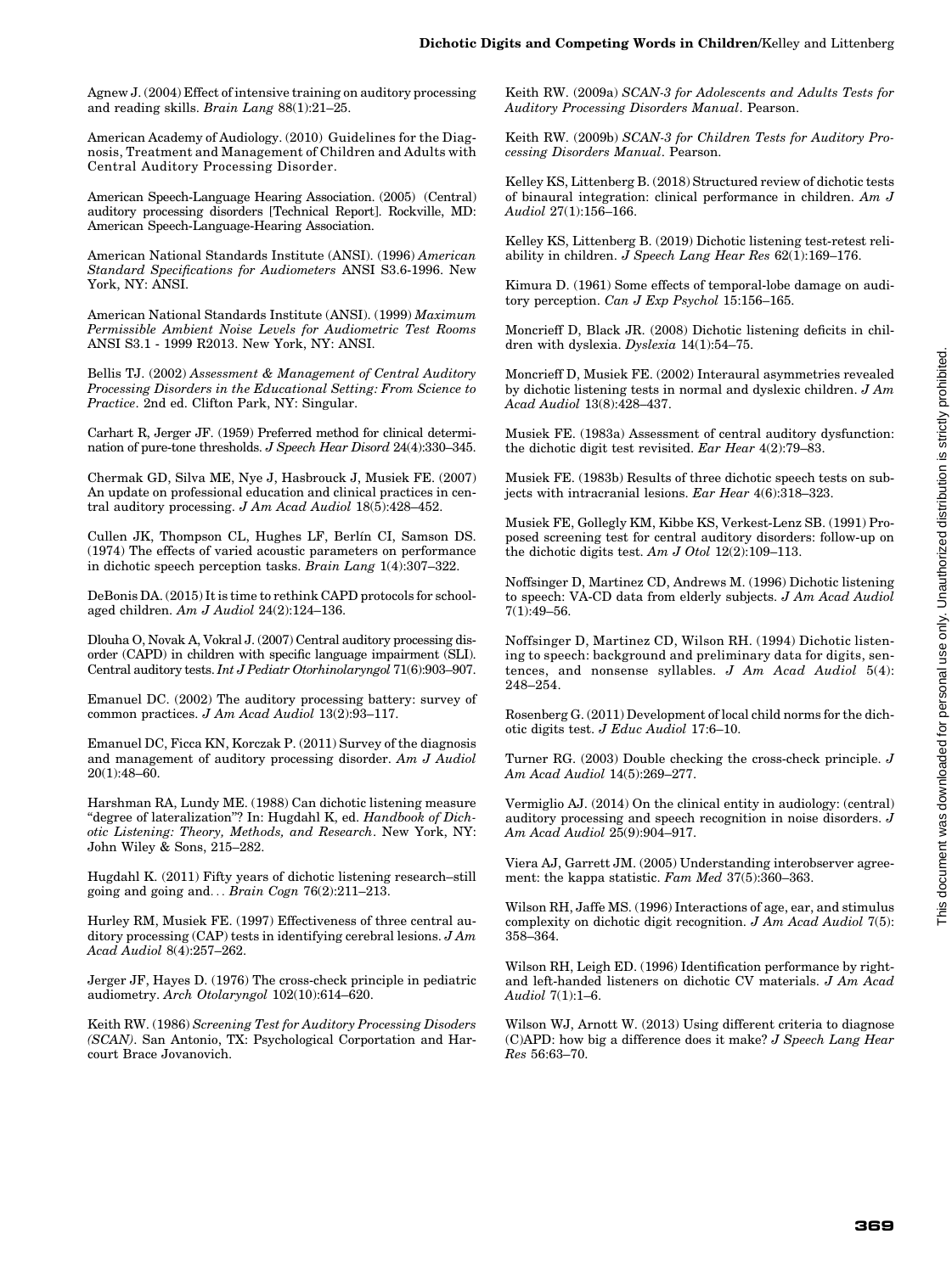Agnew J. (2004) Effect of intensive training on auditory processing and reading skills. *Brain Lang* 88(1):21–25.

American Academy of Audiology. (2010) Guidelines for the Diagnosis, Treatment and Management of Children and Adults with Central Auditory Processing Disorder.

American Speech-Language Hearing Association. (2005) (Central) auditory processing disorders [Technical Report]. Rockville, MD: American Speech-Language-Hearing Association.

American National Standards Institute (ANSI). (1996) *American Standard Specifications for Audiometers* ANSI S3.6-1996. New York, NY: ANSI.

American National Standards Institute (ANSI). (1999) *Maximum Permissible Ambient Noise Levels for Audiometric Test Rooms* ANSI S3.1 - 1999 R2013. New York, NY: ANSI.

Bellis TJ. (2002) *Assessment & Management of Central Auditory Processing Disorders in the Educational Setting: From Science to Practice*. 2nd ed. Clifton Park, NY: Singular.

Carhart R, Jerger JF. (1959) Preferred method for clinical determination of pure-tone thresholds. *J Speech Hear Disord* 24(4):330–345.

Chermak GD, Silva ME, Nye J, Hasbrouck J, Musiek FE. (2007) An update on professional education and clinical practices in central auditory processing. *J Am Acad Audiol* 18(5):428–452.

Cullen JK, Thompson CL, Hughes LF, Berlín CI, Samson DS. (1974) The effects of varied acoustic parameters on performance in dichotic speech perception tasks. *Brain Lang* 1(4):307–322.

DeBonis DA. (2015) It is time to rethink CAPD protocols for school-aged children. *Am J Audiol* 24(2):124–136.

Dlouha O, Novak A, Vokral J. (2007) Central auditory processing disorder (CAPD) in children with specific language impairment (SLI). Central auditory tests. *Int J Pediatr Otorhinolaryngol* 71(6):903–907.

Emanuel DC. (2002) The auditory processing battery: survey of common practices. *J Am Acad Audiol* 13(2):93–117.

Emanuel DC, Ficca KN, Korczak P. (2011) Survey of the diagnosis and management of auditory processing disorder. *Am J Audiol* 20(1):48–60.

Harshman RA, Lundy ME. (1988) Can dichotic listening measure "degree of lateralization"? In: Hugdahl K, ed. *Handbook of Dichotic Listening: Theory, Methods, and Research*. New York, NY: John Wiley & Sons, 215–282.

Hugdahl K. (2011) Fifty years of dichotic listening research–still going and going and... *Brain Cogn* 76(2):211–213.

Hurley RM, Musiek FE. (1997) Effectiveness of three central auditory processing (CAP) tests in identifying cerebral lesions. *J Am Acad Audiol* 8(4):257–262.

Jerger JF, Hayes D. (1976) The cross-check principle in pediatric audiometry. *Arch Otolaryngol* 102(10):614–620.

Keith RW. (1986) *Screening Test for Auditory Processing Disoders (SCAN)*. San Antonio, TX: Psychological Corportation and Harcourt Brace Jovanovich.

Keith RW. (2009a) *SCAN-3 for Adolescents and Adults Tests for Auditory Processing Disorders Manual*. Pearson.

Keith RW. (2009b) *SCAN-3 for Children Tests for Auditory Processing Disorders Manual*. Pearson.

Kelley KS, Littenberg B. (2018) Structured review of dichotic tests of binaural integration: clinical performance in children. *Am J Audiol* 27(1):156–166.

Kelley KS, Littenberg B. (2019) Dichotic listening test-retest reliability in children. *J Speech Lang Hear Res* 62(1):169–176.

Kimura D. (1961) Some effects of temporal-lobe damage on auditory perception. *Can J Exp Psychol* 15:156–165.

Moncrieff D, Black JR. (2008) Dichotic listening deficits in children with dyslexia. *Dyslexia* 14(1):54–75.

Moncrieff D, Musiek FE. (2002) Interaural asymmetries revealed by dichotic listening tests in normal and dyslexic children. *J Am Acad Audiol* 13(8):428–437.

Musiek FE. (1983a) Assessment of central auditory dysfunction: the dichotic digit test revisited. *Ear Hear* 4(2):79–83.

Musiek FE. (1983b) Results of three dichotic speech tests on subjects with intracranial lesions. *Ear Hear* 4(6):318–323.

Musiek FE, Gollegly KM, Kibbe KS, Verkest-Lenz SB. (1991) Proposed screening test for central auditory disorders: follow-up on the dichotic digits test. *Am J Otol* 12(2):109–113.

Noffsinger D, Martinez CD, Andrews M. (1996) Dichotic listening to speech: VA-CD data from elderly subjects. *J Am Acad Audiol* 7(1):49–56.

Noffsinger D, Martinez CD, Wilson RH. (1994) Dichotic listening to speech: background and preliminary data for digits, sentences, and nonsense syllables. *J Am Acad Audiol* 5(4): 248–254.

Rosenberg G. (2011) Development of local child norms for the dichotic digits test. *J Educ Audiol* 17:6–10.

Turner RG. (2003) Double checking the cross-check principle. *J Am Acad Audiol* 14(5):269–277.

Vermiglio AJ. (2014) On the clinical entity in audiology: (central) auditory processing and speech recognition in noise disorders. *J Am Acad Audiol* 25(9):904–917.

Viera AJ, Garrett JM. (2005) Understanding interobserver agreement: the kappa statistic. *Fam Med* 37(5):360–363.

Wilson RH, Jaffe MS. (1996) Interactions of age, ear, and stimulus complexity on dichotic digit recognition. *J Am Acad Audiol* 7(5): 358–364.

Wilson RH, Leigh ED. (1996) Identification performance by right- and left-handed listeners on dichotic CV materials. *J Am Acad Audiol* 7(1):1–6.

Wilson WJ, Arnott W. (2013) Using different criteria to diagnose (C)APD: how big a difference does it make? *J Speech Lang Hear Res* 56:63–70.